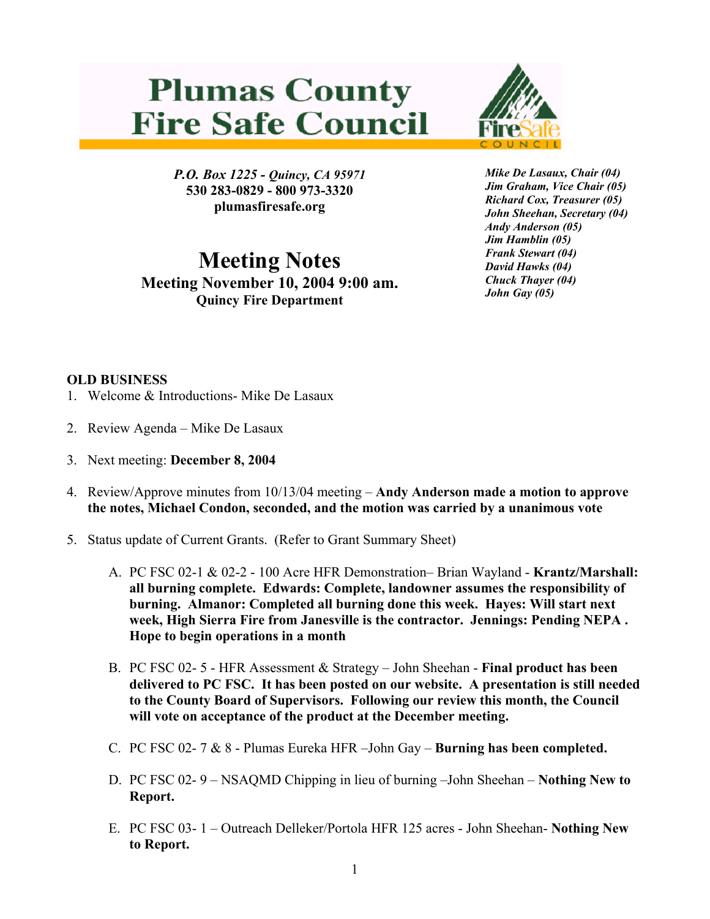# Plumas County Fire Safe Council

*P.O. Box 1225 - Quincy, CA 95971*
**530 283-0829 - 800 973-3320**
**plumasfiresafe.org**

***Mike De Lasaux, Chair (04)***
***Jim Graham, Vice Chair (05)***
***Richard Cox, Treasurer (05)***
***John Sheehan, Secretary (04)***
***Andy Anderson (05)***
***Jim Hamblin (05)***
***Frank Stewart (04)***
***David Hawks (04)***
***Chuck Thayer (04)***
***John Gay (05)***

## Meeting Notes

**Meeting November 10, 2004 9:00 am.**
**Quincy Fire Department**

**OLD BUSINESS**

1. Welcome & Introductions- Mike De Lasaux
2. Review Agenda – Mike De Lasaux
3. Next meeting: **December 8, 2004**
4. Review/Approve minutes from 10/13/04 meeting – **Andy Anderson made a motion to approve the notes, Michael Condon, seconded, and the motion was carried by a unanimous vote**
5. Status update of Current Grants. (Refer to Grant Summary Sheet)

   A. PC FSC 02-1 & 02-2 - 100 Acre HFR Demonstration– Brian Wayland - **Krantz/Marshall: all burning complete. Edwards: Complete, landowner assumes the responsibility of burning. Almanor: Completed all burning done this week. Hayes: Will start next week, High Sierra Fire from Janesville is the contractor. Jennings: Pending NEPA . Hope to begin operations in a month**

   B. PC FSC 02- 5 - HFR Assessment & Strategy – John Sheehan - **Final product has been delivered to PC FSC. It has been posted on our website. A presentation is still needed to the County Board of Supervisors. Following our review this month, the Council will vote on acceptance of the product at the December meeting.**

   C. PC FSC 02- 7 & 8 - Plumas Eureka HFR –John Gay – **Burning has been completed.**

   D. PC FSC 02- 9 – NSAQMD Chipping in lieu of burning –John Sheehan – **Nothing New to Report.**

   E. PC FSC 03- 1 – Outreach Delleker/Portola HFR 125 acres - John Sheehan- **Nothing New to Report.**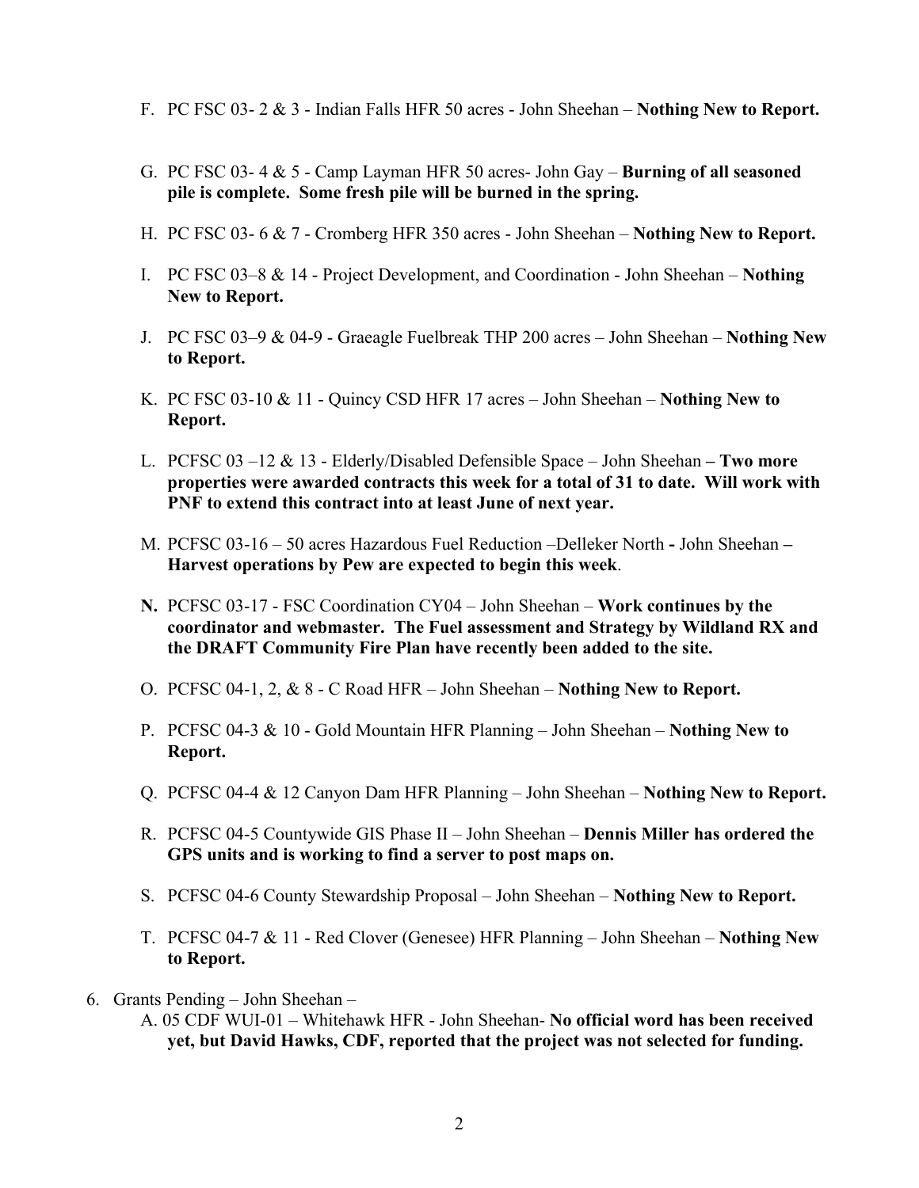F. PC FSC 03- 2 & 3 - Indian Falls HFR 50 acres - John Sheehan – **Nothing New to Report.**

G. PC FSC 03- 4 & 5 - Camp Layman HFR 50 acres- John Gay – **Burning of all seasoned pile is complete. Some fresh pile will be burned in the spring.**

H. PC FSC 03- 6 & 7 - Cromberg HFR 350 acres - John Sheehan – **Nothing New to Report.**

I. PC FSC 03–8 & 14 - Project Development, and Coordination - John Sheehan – **Nothing New to Report.**

J. PC FSC 03–9 & 04-9 - Graeagle Fuelbreak THP 200 acres – John Sheehan – **Nothing New to Report.**

K. PC FSC 03-10 & 11 - Quincy CSD HFR 17 acres – John Sheehan – **Nothing New to Report.**

L. PCFSC 03 –12 & 13 - Elderly/Disabled Defensible Space – John Sheehan **– Two more properties were awarded contracts this week for a total of 31 to date. Will work with PNF to extend this contract into at least June of next year.**

M. PCFSC 03-16 – 50 acres Hazardous Fuel Reduction –Delleker North **-** John Sheehan **– Harvest operations by Pew are expected to begin this week**.

**N.** PCFSC 03-17 - FSC Coordination CY04 – John Sheehan – **Work continues by the coordinator and webmaster. The Fuel assessment and Strategy by Wildland RX and the DRAFT Community Fire Plan have recently been added to the site.**

O. PCFSC 04-1, 2, & 8 - C Road HFR – John Sheehan – **Nothing New to Report.**

P. PCFSC 04-3 & 10 - Gold Mountain HFR Planning – John Sheehan – **Nothing New to Report.**

Q. PCFSC 04-4 & 12 Canyon Dam HFR Planning – John Sheehan – **Nothing New to Report.**

R. PCFSC 04-5 Countywide GIS Phase II – John Sheehan – **Dennis Miller has ordered the GPS units and is working to find a server to post maps on.**

S. PCFSC 04-6 County Stewardship Proposal – John Sheehan – **Nothing New to Report.**

T. PCFSC 04-7 & 11 - Red Clover (Genesee) HFR Planning – John Sheehan – **Nothing New to Report.**

6. Grants Pending – John Sheehan –
   A. 05 CDF WUI-01 – Whitehawk HFR - John Sheehan- **No official word has been received yet, but David Hawks, CDF, reported that the project was not selected for funding.**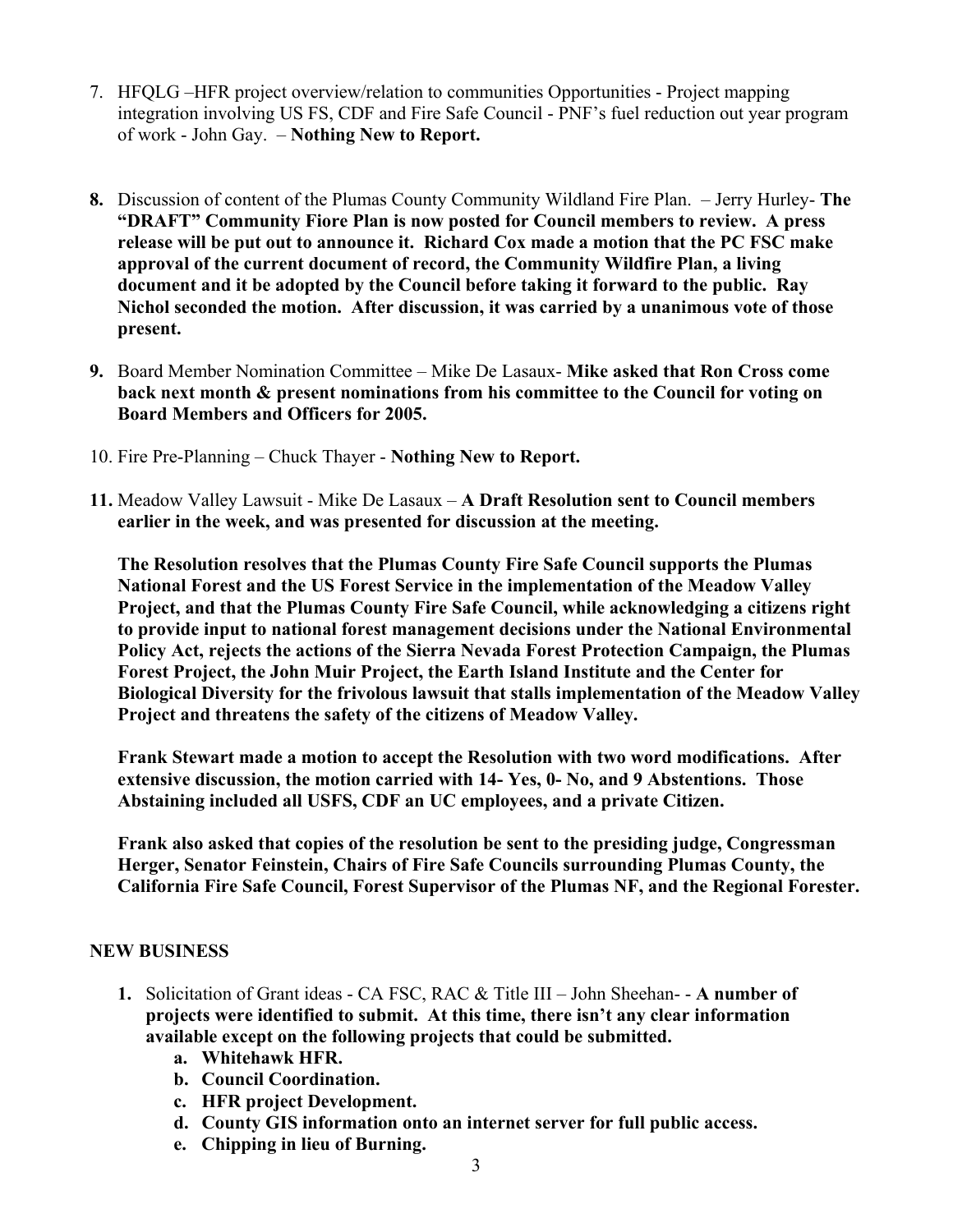7. HFQLG –HFR project overview/relation to communities Opportunities - Project mapping integration involving US FS, CDF and Fire Safe Council - PNF's fuel reduction out year program of work - John Gay. – **Nothing New to Report.**

8. Discussion of content of the Plumas County Community Wildland Fire Plan. – Jerry Hurley- **The "DRAFT" Community Fiore Plan is now posted for Council members to review. A press release will be put out to announce it. Richard Cox made a motion that the PC FSC make approval of the current document of record, the Community Wildfire Plan, a living document and it be adopted by the Council before taking it forward to the public. Ray Nichol seconded the motion. After discussion, it was carried by a unanimous vote of those present.**

9. Board Member Nomination Committee – Mike De Lasaux- **Mike asked that Ron Cross come back next month & present nominations from his committee to the Council for voting on Board Members and Officers for 2005.**

10. Fire Pre-Planning – Chuck Thayer - **Nothing New to Report.**

11. Meadow Valley Lawsuit - Mike De Lasaux – **A Draft Resolution sent to Council members earlier in the week, and was presented for discussion at the meeting.**

    **The Resolution resolves that the Plumas County Fire Safe Council supports the Plumas National Forest and the US Forest Service in the implementation of the Meadow Valley Project, and that the Plumas County Fire Safe Council, while acknowledging a citizens right to provide input to national forest management decisions under the National Environmental Policy Act, rejects the actions of the Sierra Nevada Forest Protection Campaign, the Plumas Forest Project, the John Muir Project, the Earth Island Institute and the Center for Biological Diversity for the frivolous lawsuit that stalls implementation of the Meadow Valley Project and threatens the safety of the citizens of Meadow Valley.**

    **Frank Stewart made a motion to accept the Resolution with two word modifications. After extensive discussion, the motion carried with 14- Yes, 0- No, and 9 Abstentions. Those Abstaining included all USFS, CDF an UC employees, and a private Citizen.**

    **Frank also asked that copies of the resolution be sent to the presiding judge, Congressman Herger, Senator Feinstein, Chairs of Fire Safe Councils surrounding Plumas County, the California Fire Safe Council, Forest Supervisor of the Plumas NF, and the Regional Forester.**

**NEW BUSINESS**

1. Solicitation of Grant ideas - CA FSC, RAC & Title III – John Sheehan- - **A number of projects were identified to submit. At this time, there isn't any clear information available except on the following projects that could be submitted.**
    a. **Whitehawk HFR.**
    b. **Council Coordination.**
    c. **HFR project Development.**
    d. **County GIS information onto an internet server for full public access.**
    e. **Chipping in lieu of Burning.**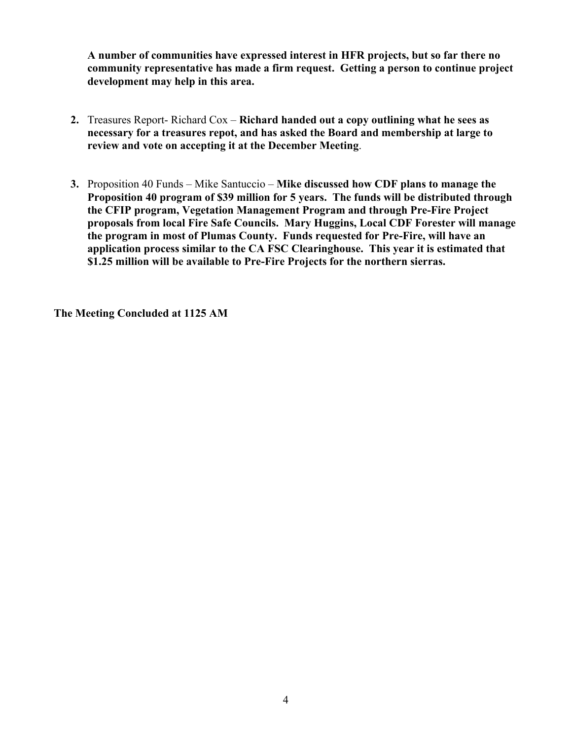**A number of communities have expressed interest in HFR projects, but so far there no community representative has made a firm request. Getting a person to continue project development may help in this area.**

2. Treasures Report- Richard Cox – **Richard handed out a copy outlining what he sees as necessary for a treasures repot, and has asked the Board and membership at large to review and vote on accepting it at the December Meeting**.

3. Proposition 40 Funds – Mike Santuccio – **Mike discussed how CDF plans to manage the Proposition 40 program of $39 million for 5 years. The funds will be distributed through the CFIP program, Vegetation Management Program and through Pre-Fire Project proposals from local Fire Safe Councils. Mary Huggins, Local CDF Forester will manage the program in most of Plumas County. Funds requested for Pre-Fire, will have an application process similar to the CA FSC Clearinghouse. This year it is estimated that $1.25 million will be available to Pre-Fire Projects for the northern sierras.**

**The Meeting Concluded at 1125 AM**